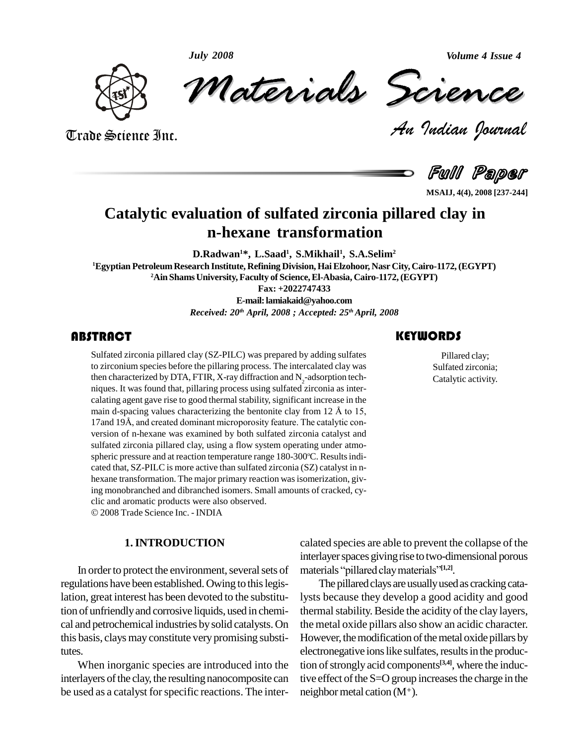# Catalytic evaluation of sulfated zirconia pillared clay in n-hexane transformation

**D.Radwan[1]*, L.Saad[1], S.Mikhail[1], S.A.Selim[2]**

[1]Egyptian Petroleum Research Institute, Refining Division, Hai Elzohoor, Nasr City, Cairo-1172, (EGYPT)

[2]Ain Shams University, Faculty of Science, El-Abasia, Cairo-1172, (EGYPT)

Fax: +2022747433

E-mail: lamiakaid@yahoo.com

*Received: 20th April, 2008 ; Accepted: 25th April, 2008*

## ABSTRACT

Sulfated zirconia pillared clay (SZ-PILC) was prepared by adding sulfates to zirconium species before the pillaring process. The intercalated clay was then characterized by DTA, FTIR, X-ray diffraction and $N_2$-adsorption techniques. It was found that, pillaring process using sulfated zirconia as intercalating agent gave rise to good thermal stability, significant increase in the main d-spacing values characterizing the bentonite clay from 12 Å to 15, 17and 19Å, and created dominant microporosity feature. The catalytic conversion of n-hexane was examined by both sulfated zirconia catalyst and sulfated zirconia pillared clay, using a flow system operating under atmospheric pressure and at reaction temperature range 180-300°C. Results indicated that, SZ-PILC is more active than sulfated zirconia (SZ) catalyst in n-hexane transformation. The major primary reaction was isomerization, giving monobranched and dibranched isomers. Small amounts of cracked, cyclic and aromatic products were also observed.

© 2008 Trade Science Inc. - INDIA

## KEYWORDS

Pillared clay;
Sulfated zirconia;
Catalytic activity.

## 1. INTRODUCTION

In order to protect the environment, several sets of regulations have been established. Owing to this legislation, great interest has been devoted to the substitution of unfriendly and corrosive liquids, used in chemical and petrochemical industries by solid catalysts. On this basis, clays may constitute very promising substitutes.

When inorganic species are introduced into the interlayers of the clay, the resulting nanocomposite can be used as a catalyst for specific reactions. The intercalated species are able to prevent the collapse of the interlayer spaces giving rise to two-dimensional porous materials "pillared clay materials"[1,2].

The pillared clays are usually used as cracking catalysts because they develop a good acidity and good thermal stability. Beside the acidity of the clay layers, the metal oxide pillars also show an acidic character. However, the modification of the metal oxide pillars by electronegative ions like sulfates, results in the production of strongly acid components[3,4], where the inductive effect of the S=O group increases the charge in the neighbor metal cation ($M^+$).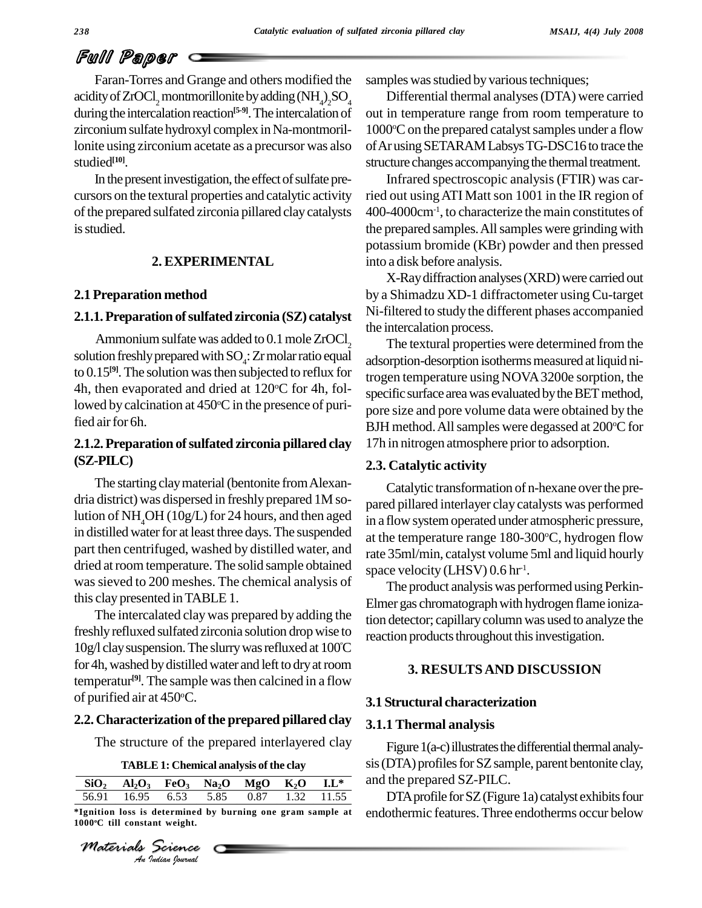Faran-Torres and Grange and others modified the acidity of $ZrOCl_2$ montmorillonite by adding $(NH_4)_2SO_4$ during the intercalation reaction[5-9]. The intercalation of zirconium sulfate hydroxyl complex in Na-montmorillonite using zirconium acetate as a precursor was also studied[10].

In the present investigation, the effect of sulfate precursors on the textural properties and catalytic activity of the prepared sulfated zirconia pillared clay catalysts is studied.

## 2. EXPERIMENTAL

### 2.1 Preparation method

#### 2.1.1. Preparation of sulfated zirconia (SZ) catalyst

Ammonium sulfate was added to 0.1 mole $ZrOCl_2$ solution freshly prepared with $SO_4$: Zr molar ratio equal to 0.15[9]. The solution was then subjected to reflux for 4h, then evaporated and dried at 120°C for 4h, followed by calcination at 450°C in the presence of purified air for 6h.

#### 2.1.2. Preparation of sulfated zirconia pillared clay (SZ-PILC)

The starting clay material (bentonite from Alexandria district) was dispersed in freshly prepared 1M solution of $NH_4OH$ (10g/L) for 24 hours, and then aged in distilled water for at least three days. The suspended part then centrifuged, washed by distilled water, and dried at room temperature. The solid sample obtained was sieved to 200 meshes. The chemical analysis of this clay presented in TABLE 1.

The intercalated clay was prepared by adding the freshly refluxed sulfated zirconia solution drop wise to 10g/l clay suspension. The slurry was refluxed at 100°C for 4h, washed by distilled water and left to dry at room temperatur[9]. The sample was then calcined in a flow of purified air at 450°C.

### 2.2. Characterization of the prepared pillared clay

The structure of the prepared interlayered clay

**TABLE 1: Chemical analysis of the clay**

| $SiO_2$ | $Al_2O_3$ | $FeO_3$ | $Na_2O$ | MgO | $K_2O$ | I.L* |
|---|---|---|---|---|---|---|
| 56.91 | 16.95 | 6.53 | 5.85 | 0.87 | 1.32 | 11.55 |

*Ignition loss is determined by burning one gram sample at 1000°C till constant weight.

samples was studied by various techniques;

Differential thermal analyses (DTA) were carried out in temperature range from room temperature to 1000°C on the prepared catalyst samples under a flow of Ar using SETARAM Labsys TG-DSC16 to trace the structure changes accompanying the thermal treatment.

Infrared spectroscopic analysis (FTIR) was carried out using ATI Matt son 1001 in the IR region of 400-4000cm$^{-1}$, to characterize the main constitutes of the prepared samples. All samples were grinding with potassium bromide (KBr) powder and then pressed into a disk before analysis.

X-Ray diffraction analyses (XRD) were carried out by a Shimadzu XD-1 diffractometer using Cu-target Ni-filtered to study the different phases accompanied the intercalation process.

The textural properties were determined from the adsorption-desorption isotherms measured at liquid nitrogen temperature using NOVA 3200e sorption, the specific surface area was evaluated by the BET method, pore size and pore volume data were obtained by the BJH method. All samples were degassed at 200°C for 17h in nitrogen atmosphere prior to adsorption.

### 2.3. Catalytic activity

Catalytic transformation of n-hexane over the prepared pillared interlayer clay catalysts was performed in a flow system operated under atmospheric pressure, at the temperature range 180-300°C, hydrogen flow rate 35ml/min, catalyst volume 5ml and liquid hourly space velocity (LHSV) 0.6 hr$^{-1}$.

The product analysis was performed using Perkin-Elmer gas chromatograph with hydrogen flame ionization detector; capillary column was used to analyze the reaction products throughout this investigation.

## 3. RESULTS AND DISCUSSION

### 3.1 Structural characterization

#### 3.1.1 Thermal analysis

Figure 1(a-c) illustrates the differential thermal analysis (DTA) profiles for SZ sample, parent bentonite clay, and the prepared SZ-PILC.

DTA profile for SZ (Figure 1a) catalyst exhibits four endothermic features. Three endotherms occur below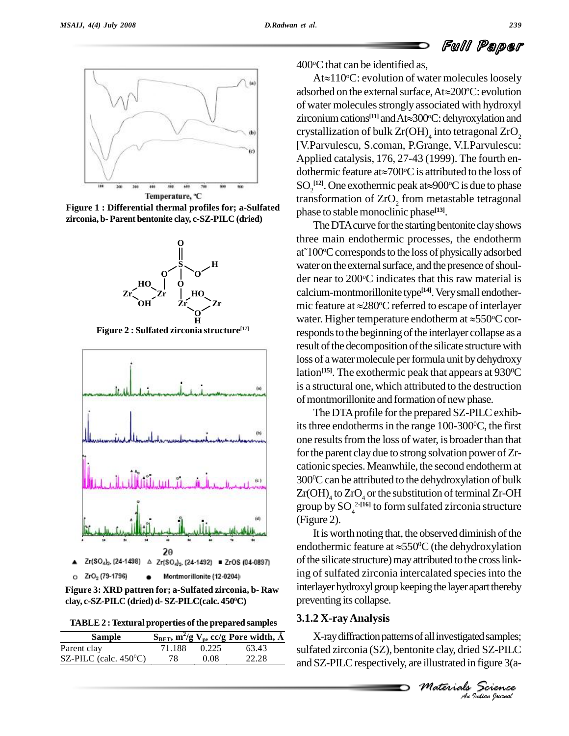Figure 1 : Differential thermal profiles for; a-Sulfated zirconia, b- Parent bentonite clay, c-SZ-PILC (dried)

Figure 2 : Sulfated zirconia structure[17]

Figure 3: XRD pattren for; a-Sulfated zirconia, b- Raw clay, c-SZ-PILC (dried) d- SZ-PILC(calc. 450°C)

TABLE 2 : Textural properties of the prepared samples

| Sample | $S_{BET}$, $m^2/g$ | $V_p$, cc/g | Pore width, Å |
|---|---|---|---|
| Parent clay | 71.188 | 0.225 | 63.43 |
| SZ-PILC (calc. 450°C) | 78 | 0.08 | 22.28 |

400°C that can be identified as,

At≈110°C: evolution of water molecules loosely adsorbed on the external surface, At≈200°C: evolution of water molecules strongly associated with hydroxyl zirconium cations[11] and At≈300°C: dehyroxylation and crystallization of bulk $Zr(OH)_4$ into tetragonal $ZrO_2$ [V.Parvulescu, S.coman, P.Grange, V.I.Parvulescu: Applied catalysis, 176, 27-43 (1999). The fourth endothermic feature at≈700°C is attributed to the loss of $SO_2$[12]. One exothermic peak at≈900°C is due to phase transformation of $ZrO_2$ from metastable tetragonal phase to stable monoclinic phase[13].

The DTA curve for the starting bentonite clay shows three main endothermic processes, the endotherm at˜100°C corresponds to the loss of physically adsorbed water on the external surface, and the presence of shoulder near to 200°C indicates that this raw material is calcium-montmorillonite type[14]. Very small endothermic feature at ≈280°C referred to escape of interlayer water. Higher temperature endotherm at ≈550°C corresponds to the beginning of the interlayer collapse as a result of the decomposition of the silicate structure with loss of a water molecule per formula unit by dehydroxylation[15]. The exothermic peak that appears at 930°C is a structural one, which attributed to the destruction of montmorillonite and formation of new phase.

The DTA profile for the prepared SZ-PILC exhibits three endotherms in the range 100-300°C, the first one results from the loss of water, is broader than that for the parent clay due to strong solvation power of Zr-cationic species. Meanwhile, the second endotherm at 300°C can be attributed to the dehydroxylation of bulk $Zr(OH)_4$ to $ZrO_4$ or the substitution of terminal Zr-OH group by $SO_4^{2-}$[16] to form sulfated zirconia structure (Figure 2).

It is worth noting that, the observed diminish of the endothermic feature at ≈550°C (the dehydroxlation of the silicate structure) may attributed to the cross linking of sulfated zirconia intercalated species into the interlayer hydroxyl group keeping the layer apart thereby preventing its collapse.

### 3.1.2 X-ray Analysis

X-ray diffraction patterns of all investigated samples; sulfated zirconia (SZ), bentonite clay, dried SZ-PILC and SZ-PILC respectively, are illustrated in figure 3(a-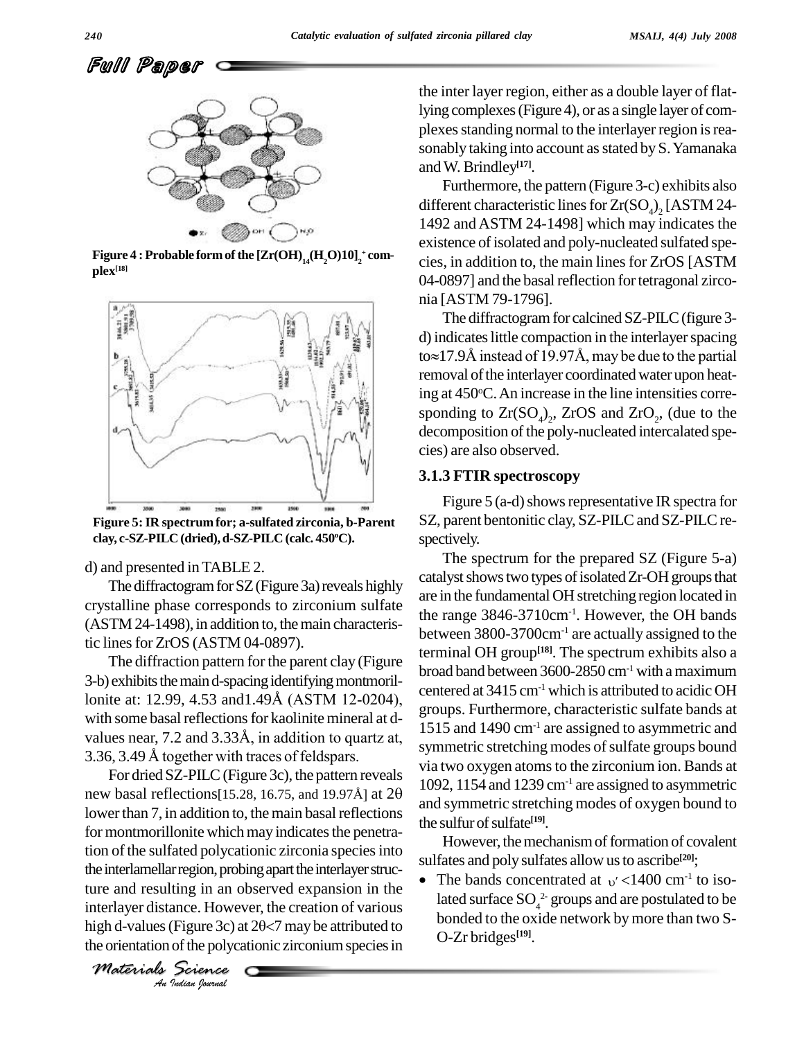Figure 4 : Probable form of the $[Zr(OH)_{14}(H_2O)10]_2^+$ complex[18]

Figure 5: IR spectrum for; a-sulfated zirconia, b-Parent clay, c-SZ-PILC (dried), d-SZ-PILC (calc. 450°C).

d) and presented in TABLE 2.

The diffractogram for SZ (Figure 3a) reveals highly crystalline phase corresponds to zirconium sulfate (ASTM 24-1498), in addition to, the main characteristic lines for ZrOS (ASTM 04-0897).

The diffraction pattern for the parent clay (Figure 3-b) exhibits the main d-spacing identifying montmorillonite at: 12.99, 4.53 and1.49Å (ASTM 12-0204), with some basal reflections for kaolinite mineral at d-values near, 7.2 and 3.33Å, in addition to quartz at, 3.36, 3.49 Å together with traces of feldspars.

For dried SZ-PILC (Figure 3c), the pattern reveals new basal reflections[15.28, 16.75, and 19.97Å] at 2θ lower than 7, in addition to, the main basal reflections for montmorillonite which may indicates the penetration of the sulfated polycationic zirconia species into the interlamellar region, probing apart the interlayer structure and resulting in an observed expansion in the interlayer distance. However, the creation of various high d-values (Figure 3c) at 2θ<7 may be attributed to the orientation of the polycationic zirconium species in the inter layer region, either as a double layer of flat-lying complexes (Figure 4), or as a single layer of complexes standing normal to the interlayer region is reasonably taking into account as stated by S. Yamanaka and W. Brindley[17].

Furthermore, the pattern (Figure 3-c) exhibits also different characteristic lines for $Zr(SO_4)_2$ [ASTM 24-1492 and ASTM 24-1498] which may indicates the existence of isolated and poly-nucleated sulfated species, in addition to, the main lines for ZrOS [ASTM 04-0897] and the basal reflection for tetragonal zirconia [ASTM 79-1796].

The diffractogram for calcined SZ-PILC (figure 3-d) indicates little compaction in the interlayer spacing to≈17.9Å instead of 19.97Å, may be due to the partial removal of the interlayer coordinated water upon heating at 450°C. An increase in the line intensities corresponding to $Zr(SO_4)_2$, ZrOS and $ZrO_2$, (due to the decomposition of the poly-nucleated intercalated species) are also observed.

### 3.1.3 FTIR spectroscopy

Figure 5 (a-d) shows representative IR spectra for SZ, parent bentonitic clay, SZ-PILC and SZ-PILC respectively.

The spectrum for the prepared SZ (Figure 5-a) catalyst shows two types of isolated Zr-OH groups that are in the fundamental OH stretching region located in the range 3846-3710cm$^{-1}$. However, the OH bands between 3800-3700cm$^{-1}$ are actually assigned to the terminal OH group[18]. The spectrum exhibits also a broad band between 3600-2850 cm$^{-1}$ with a maximum centered at 3415 cm$^{-1}$ which is attributed to acidic OH groups. Furthermore, characteristic sulfate bands at 1515 and 1490 cm$^{-1}$ are assigned to asymmetric and symmetric stretching modes of sulfate groups bound via two oxygen atoms to the zirconium ion. Bands at 1092, 1154 and 1239 cm$^{-1}$ are assigned to asymmetric and symmetric stretching modes of oxygen bound to the sulfur of sulfate[19].

However, the mechanism of formation of covalent sulfates and poly sulfates allow us to ascribe[20];

- The bands concentrated at $\upsilon' < 1400$ cm$^{-1}$ to isolated surface $SO_4^{2-}$ groups and are postulated to be bonded to the oxide network by more than two S-O-Zr bridges[19].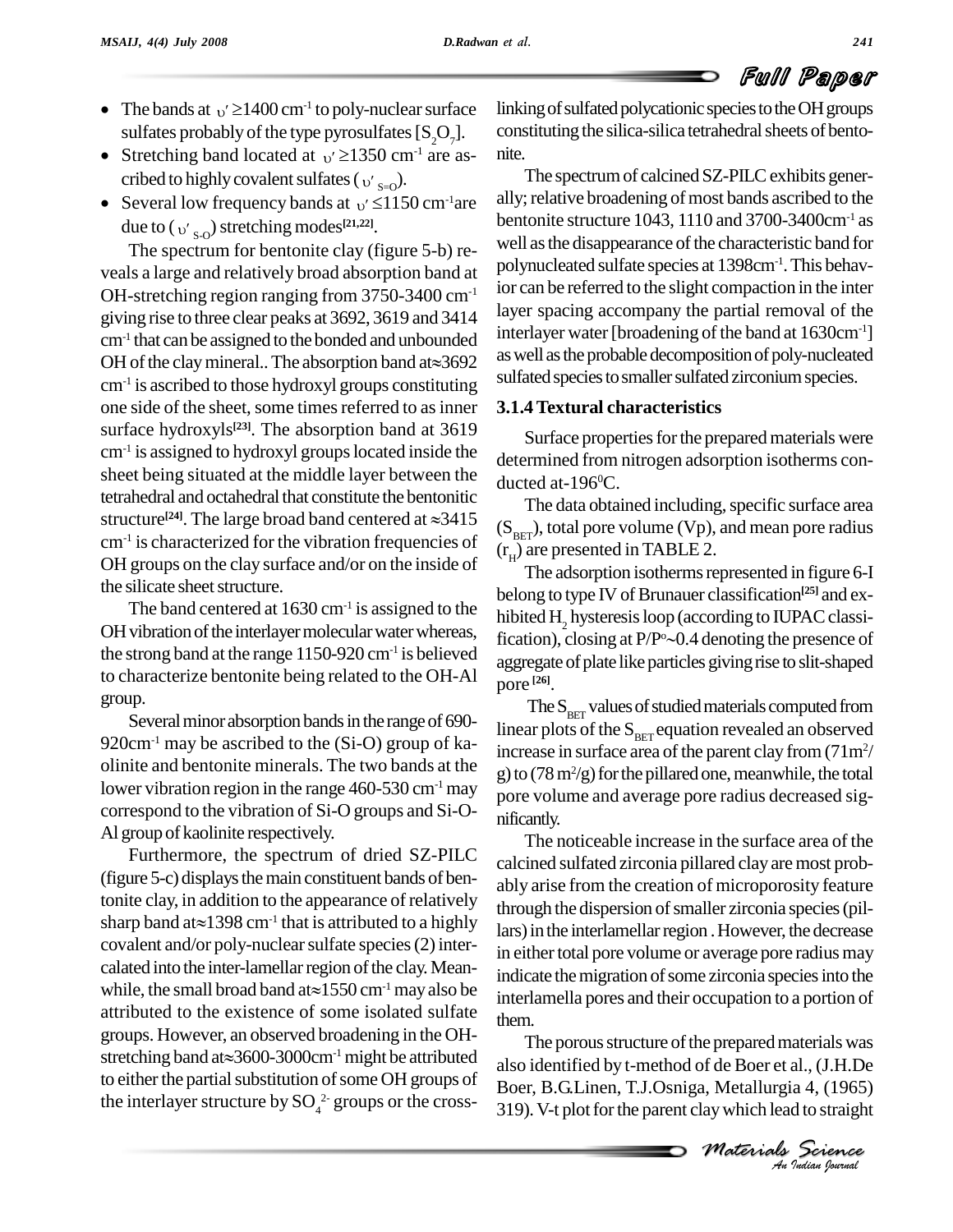- The bands at $\upsilon' \geq 1400$ cm$^{-1}$ to poly-nuclear surface sulfates probably of the type pyrosulfates [$S_2O_7$].
- Stretching band located at $\upsilon' \geq 1350$ cm$^{-1}$ are ascribed to highly covalent sulfates ($\upsilon'_{S=O}$).
- Several low frequency bands at $\upsilon' \leq 1150$ cm$^{-1}$are due to ($\upsilon'_{S-O}$) stretching modes[21,22].

The spectrum for bentonite clay (figure 5-b) reveals a large and relatively broad absorption band at OH-stretching region ranging from 3750-3400 cm$^{-1}$ giving rise to three clear peaks at 3692, 3619 and 3414 cm$^{-1}$ that can be assigned to the bonded and unbounded OH of the clay mineral.. The absorption band at≈3692 cm$^{-1}$ is ascribed to those hydroxyl groups constituting one side of the sheet, some times referred to as inner surface hydroxyls[23]. The absorption band at 3619 cm$^{-1}$ is assigned to hydroxyl groups located inside the sheet being situated at the middle layer between the tetrahedral and octahedral that constitute the bentonitic structure[24]. The large broad band centered at ≈3415 cm$^{-1}$ is characterized for the vibration frequencies of OH groups on the clay surface and/or on the inside of the silicate sheet structure.

The band centered at 1630 cm$^{-1}$ is assigned to the OH vibration of the interlayer molecular water whereas, the strong band at the range 1150-920 cm$^{-1}$ is believed to characterize bentonite being related to the OH-Al group.

Several minor absorption bands in the range of 690-920cm$^{-1}$ may be ascribed to the (Si-O) group of kaolinite and bentonite minerals. The two bands at the lower vibration region in the range 460-530 cm$^{-1}$ may correspond to the vibration of Si-O groups and Si-O-Al group of kaolinite respectively.

Furthermore, the spectrum of dried SZ-PILC (figure 5-c) displays the main constituent bands of bentonite clay, in addition to the appearance of relatively sharp band at≈1398 cm$^{-1}$ that is attributed to a highly covalent and/or poly-nuclear sulfate species (2) intercalated into the inter-lamellar region of the clay. Meanwhile, the small broad band at≈1550 cm$^{-1}$ may also be attributed to the existence of some isolated sulfate groups. However, an observed broadening in the OH-stretching band at≈3600-3000cm$^{-1}$ might be attributed to either the partial substitution of some OH groups of the interlayer structure by $SO_4^{2-}$ groups or the cross-linking of sulfated polycationic species to the OH groups constituting the silica-silica tetrahedral sheets of bentonite.

The spectrum of calcined SZ-PILC exhibits generally; relative broadening of most bands ascribed to the bentonite structure 1043, 1110 and 3700-3400cm$^{-1}$ as well as the disappearance of the characteristic band for polynucleated sulfate species at 1398cm$^{-1}$. This behavior can be referred to the slight compaction in the inter layer spacing accompany the partial removal of the interlayer water [broadening of the band at 1630cm$^{-1}$] as well as the probable decomposition of poly-nucleated sulfated species to smaller sulfated zirconium species.

### 3.1.4 Textural characteristics

Surface properties for the prepared materials were determined from nitrogen adsorption isotherms conducted at-196$^0$C.

The data obtained including, specific surface area ($S_{BET}$), total pore volume (Vp), and mean pore radius ($r_H$) are presented in TABLE 2.

The adsorption isotherms represented in figure 6-I belong to type IV of Brunauer classification[25] and exhibited $H_2$ hysteresis loop (according to IUPAC classification), closing at $P/P^o \sim 0.4$ denoting the presence of aggregate of plate like particles giving rise to slit-shaped pore [26].

The $S_{BET}$ values of studied materials computed from linear plots of the $S_{BET}$ equation revealed an observed increase in surface area of the parent clay from (71m$^2$/g) to (78 m$^2$/g) for the pillared one, meanwhile, the total pore volume and average pore radius decreased significantly.

The noticeable increase in the surface area of the calcined sulfated zirconia pillared clay are most probably arise from the creation of microporosity feature through the dispersion of smaller zirconia species (pillars) in the interlamellar region . However, the decrease in either total pore volume or average pore radius may indicate the migration of some zirconia species into the interlamella pores and their occupation to a portion of them.

The porous structure of the prepared materials was also identified by t-method of de Boer et al., (J.H.De Boer, B.G.Linen, T.J.Osniga, Metallurgia 4, (1965) 319). V-t plot for the parent clay which lead to straight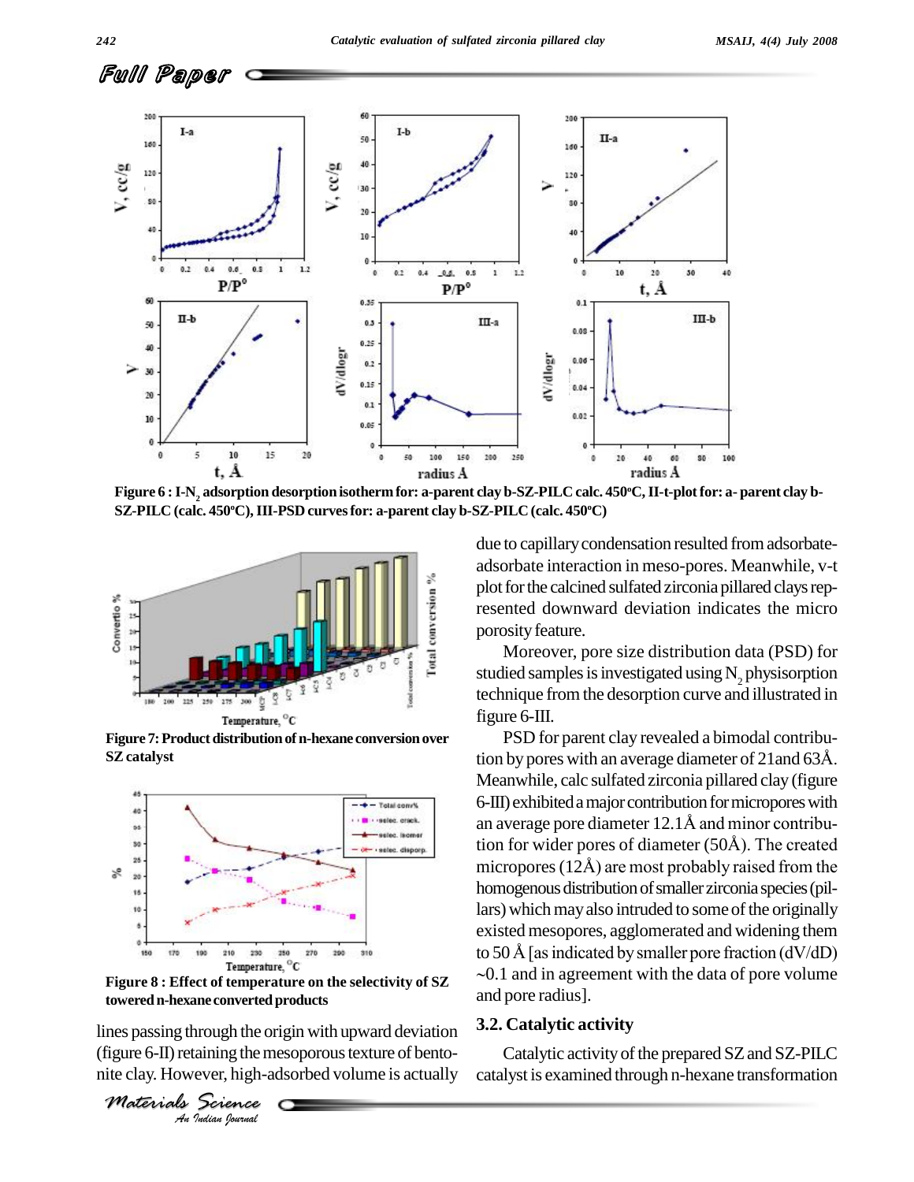Figure 6 : I-$N_2$ adsorption desorption isotherm for: a-parent clay b-SZ-PILC calc. 450°C, II-t-plot for: a- parent clay b-SZ-PILC (calc. 450°C), III-PSD curves for: a-parent clay b-SZ-PILC (calc. 450°C)

Figure 7: Product distribution of n-hexane conversion over SZ catalyst

Figure 8 : Effect of temperature on the selectivity of SZ towered n-hexane converted products

lines passing through the origin with upward deviation (figure 6-II) retaining the mesoporous texture of bentonite clay. However, high-adsorbed volume is actually due to capillary condensation resulted from adsorbate-adsorbate interaction in meso-pores. Meanwhile, v-t plot for the calcined sulfated zirconia pillared clays represented downward deviation indicates the micro porosity feature.

Moreover, pore size distribution data (PSD) for studied samples is investigated using $N_2$ physisorption technique from the desorption curve and illustrated in figure 6-III.

PSD for parent clay revealed a bimodal contribution by pores with an average diameter of 21and 63Å. Meanwhile, calc sulfated zirconia pillared clay (figure 6-III) exhibited a major contribution for micropores with an average pore diameter 12.1Å and minor contribution for wider pores of diameter (50Å). The created micropores (12Å) are most probably raised from the homogenous distribution of smaller zirconia species (pillars) which may also intruded to some of the originally existed mesopores, agglomerated and widening them to 50 Å [as indicated by smaller pore fraction (dV/dD) ~0.1 and in agreement with the data of pore volume and pore radius].

### 3.2. Catalytic activity

Catalytic activity of the prepared SZ and SZ-PILC catalyst is examined through n-hexane transformation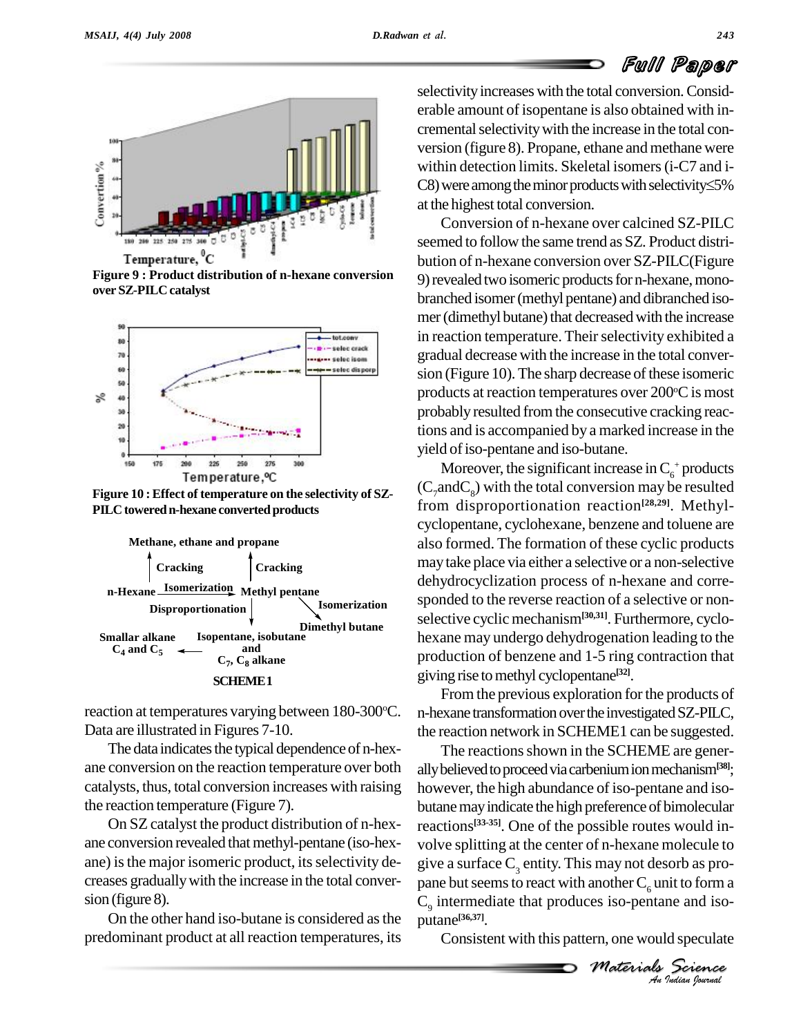Figure 9 : Product distribution of n-hexane conversion over SZ-PILC catalyst

Figure 10 : Effect of temperature on the selectivity of SZ-PILC towered n-hexane converted products

SCHEME 1

reaction at temperatures varying between 180-300°C. Data are illustrated in Figures 7-10.

The data indicates the typical dependence of n-hexane conversion on the reaction temperature over both catalysts, thus, total conversion increases with raising the reaction temperature (Figure 7).

On SZ catalyst the product distribution of n-hexane conversion revealed that methyl-pentane (iso-hexane) is the major isomeric product, its selectivity decreases gradually with the increase in the total conversion (figure 8).

On the other hand iso-butane is considered as the predominant product at all reaction temperatures, its selectivity increases with the total conversion. Considerable amount of isopentane is also obtained with incremental selectivity with the increase in the total conversion (figure 8). Propane, ethane and methane were within detection limits. Skeletal isomers (i-C7 and i-C8) were among the minor products with selectivity≤5% at the highest total conversion.

Conversion of n-hexane over calcined SZ-PILC seemed to follow the same trend as SZ. Product distribution of n-hexane conversion over SZ-PILC(Figure 9) revealed two isomeric products for n-hexane, mono-branched isomer (methyl pentane) and dibranched isomer (dimethyl butane) that decreased with the increase in reaction temperature. Their selectivity exhibited a gradual decrease with the increase in the total conversion (Figure 10). The sharp decrease of these isomeric products at reaction temperatures over 200°C is most probably resulted from the consecutive cracking reactions and is accompanied by a marked increase in the yield of iso-pentane and iso-butane.

Moreover, the significant increase in $C_6^+$ products ($C_7$ and $C_8$) with the total conversion may be resulted from disproportionation reaction[28,29]. Methyl-cyclopentane, cyclohexane, benzene and toluene are also formed. The formation of these cyclic products may take place via either a selective or a non-selective dehydrocyclization process of n-hexane and corresponded to the reverse reaction of a selective or non-selective cyclic mechanism[30,31]. Furthermore, cyclohexane may undergo dehydrogenation leading to the production of benzene and 1-5 ring contraction that giving rise to methyl cyclopentane[32].

From the previous exploration for the products of n-hexane transformation over the investigated SZ-PILC, the reaction network in SCHEME1 can be suggested.

The reactions shown in the SCHEME are generally believed to proceed via carbenium ion mechanism[38]; however, the high abundance of iso-pentane and iso-butane may indicate the high preference of bimolecular reactions[33-35]. One of the possible routes would involve splitting at the center of n-hexane molecule to give a surface $C_3$ entity. This may not desorb as propane but seems to react with another $C_6$ unit to form a $C_9$ intermediate that produces iso-pentane and iso-putane[36,37].

Consistent with this pattern, one would speculate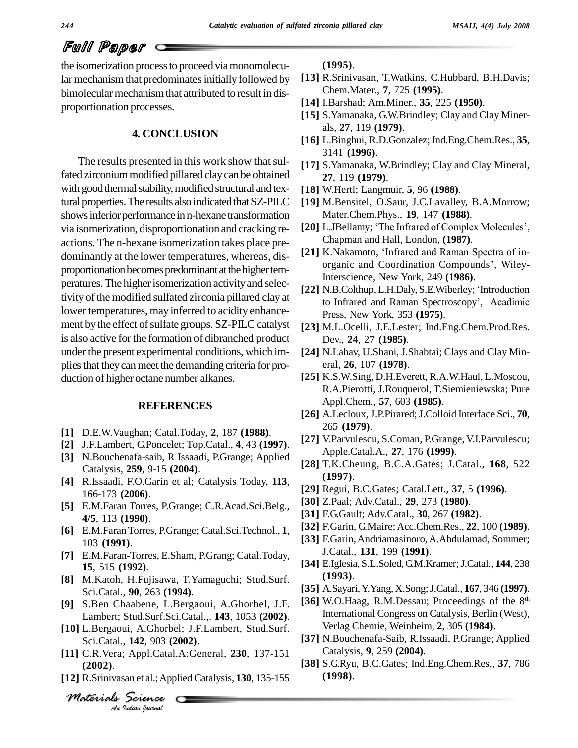the isomerization process to proceed via monomolecular mechanism that predominates initially followed by bimolecular mechanism that attributed to result in disproportionation processes.

## 4. CONCLUSION

The results presented in this work show that sulfated zirconium modified pillared clay can be obtained with good thermal stability, modified structural and textural properties. The results also indicated that SZ-PILC shows inferior performance in n-hexane transformation via isomerization, disproportionation and cracking reactions. The n-hexane isomerization takes place predominantly at the lower temperatures, whereas, disproportionation becomes predominant at the higher temperatures. The higher isomerization activity and selectivity of the modified sulfated zirconia pillared clay at lower temperatures, may inferred to acidity enhancement by the effect of sulfate groups. SZ-PILC catalyst is also active for the formation of dibranched product under the present experimental conditions, which implies that they can meet the demanding criteria for production of higher octane number alkanes.

## REFERENCES

- **[1]** D.E.W.Vaughan; Catal.Today, **2**, 187 **(1988)**.
- **[2]** J.F.Lambert, G.Poncelet; Top.Catal., **4**, 43 **(1997)**.
- **[3]** N.Bouchenafa-saib, R Issaadi, P.Grange; Applied Catalysis, **259**, 9-15 **(2004)**.
- **[4]** R.Issaadi, F.O.Garin et al; Catalysis Today, **113**, 166-173 **(2006)**.
- **[5]** E.M.Faran Torres, P.Grange; C.R.Acad.Sci.Belg., **4/5**, 113 **(1990)**.
- **[6]** E.M.Faran Torres, P.Grange; Catal.Sci.Technol., **1**, 103 **(1991)**.
- **[7]** E.M.Faran-Torres, E.Sham, P.Grang; Catal.Today, **15**, 515 **(1992)**.
- **[8]** M.Katoh, H.Fujisawa, T.Yamaguchi; Stud.Surf. Sci.Catal., **90**, 263 **(1994)**.
- **[9]** S.Ben Chaabene, L.Bergaoui, A.Ghorbel, J.F. Lambert; Stud.Surf.Sci.Catal.,. **143**, 1053 **(2002)**.
- **[10]** L.Bergaoui, A.Ghorbel; J.F.Lambert, Stud.Surf. Sci.Catal., **142**, 903 **(2002)**.
- **[11]** C.R.Vera; Appl.Catal.A:General, **230**, 137-151 **(2002)**.
- **[12]** R.Srinivasan et al.; Applied Catalysis, **130**, 135-155 **(1995)**.
- **[13]** R.Srinivasan, T.Watkins, C.Hubbard, B.H.Davis; Chem.Mater., **7**, 725 **(1995)**.
- **[14]** I.Barshad; Am.Miner., **35**, 225 **(1950)**.
- **[15]** S.Yamanaka, G.W.Brindley; Clay and Clay Minerals, **27**, 119 **(1979)**.
- **[16]** L.Binghui, R.D.Gonzalez; Ind.Eng.Chem.Res., **35**, 3141 **(1996)**.
- **[17]** S.Yamanaka, W.Brindley; Clay and Clay Mineral, **27**, 119 **(1979)**.
- **[18]** W.Hertl; Langmuir, **5**, 96 **(1988)**.
- **[19]** M.Bensitel, O.Saur, J.C.Lavalley, B.A.Morrow; Mater.Chem.Phys., **19**, 147 **(1988)**.
- **[20]** L.JBellamy; 'The Infrared of Complex Molecules', Chapman and Hall, London, **(1987)**.
- **[21]** K.Nakamoto, 'Infrared and Raman Spectra of inorganic and Coordination Compounds', Wiley-Interscience, New York, 249 **(1986)**.
- **[22]** N.B.Colthup, L.H.Daly, S.E.Wiberley; 'Introduction to Infrared and Raman Spectroscopy', Acadimic Press, New York, 353 **(1975)**.
- **[23]** M.L.Ocelli, J.E.Lester; Ind.Eng.Chem.Prod.Res. Dev., **24**, 27 **(1985)**.
- **[24]** N.Lahav, U.Shani, J.Shabtai; Clays and Clay Mineral, **26**, 107 **(1978)**.
- **[25]** K.S.W.Sing, D.H.Everett, R.A.W.Haul, L.Moscou, R.A.Pierotti, J.Rouquerol, T.Siemieniewska; Pure Appl.Chem., **57**, 603 **(1985)**.
- **[26]** A.Lecloux, J.P.Pirared; J.Colloid Interface Sci., **70**, 265 **(1979)**.
- **[27]** V.Parvulescu, S.Coman, P.Grange, V.I.Parvulescu; Apple.Catal.A., **27**, 176 **(1999)**.
- **[28]** T.K.Cheung, B.C.A.Gates; J.Catal., **168**, 522 **(1997)**.
- **[29]** Regui, B.C.Gates; Catal.Lett., **37**, 5 **(1996)**.
- **[30]** Z.Paal; Adv.Catal., **29**, 273 **(1980)**.
- **[31]** F.G.Gault; Adv.Catal., **30**, 267 **(1982)**.
- **[32]** F.Garin, G.Maire; Acc.Chem.Res., **22**, 100 **(1989)**.
- **[33]** F.Garin, Andriamasinoro, A.Abdulamad, Sommer; J.Catal., **131**, 199 **(1991)**.
- **[34]** E.Iglesia, S.L.Soled, G.M.Kramer; J.Catal., **144**, 238 **(1993)**.
- **[35]** A.Sayari, Y.Yang, X.Song; J.Catal., **167**, 346 **(1997)**.
- **[36]** W.O.Haag, R.M.Dessau; Proceedings of the 8th International Congress on Catalysis, Berlin (West), Verlag Chemie, Weinheim, **2**, 305 **(1984)**.
- **[37]** N.Bouchenafa-Saib, R.Issaadi, P.Grange; Applied Catalysis, **9**, 259 **(2004)**.
- **[38]** S.G.Ryu, B.C.Gates; Ind.Eng.Chem.Res., **37**, 786 **(1998)**.